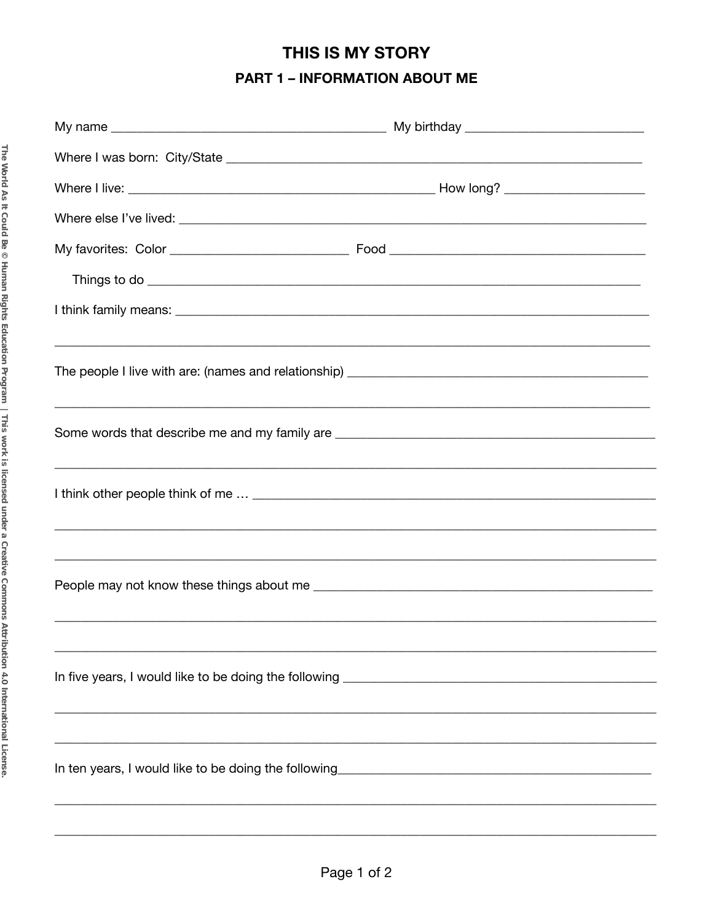# THIS IS MY STORY

## PART 1 – INFORMATION ABOUT ME

My name ________________________________________ My birthday __________________________

Where I was born: City/State ______________________________________________________________

Where I live: ______________________________________________ How long? ____________________

Where else I've lived: ______________________________________________________________________

My favorites: Color __________________________ Food _______________________________________

Things to do ___________________________________________________________________________

I think family means: _______________________________________________________________________

_________________________________________________________________________________________

The people I live with are: (names and relationship) ______________________________________________

_________________________________________________________________________________________

Some words that describe me and my family are __________________________________________________

_________________________________________________________________________________________

I think other people think of me … _________________________________________________________

_________________________________________________________________________________________

_________________________________________________________________________________________

People may not know these things about me _____________________________________________________

_________________________________________________________________________________________

_________________________________________________________________________________________

In five years, I would like to be doing the following _______________________________________________

_________________________________________________________________________________________

_________________________________________________________________________________________

In ten years, I would like to be doing the following_______________________________________________

_________________________________________________________________________________________

_________________________________________________________________________________________

The World As It Could Be © Human Rights Education Program | This work is licensed under a Creative Commons Attribution 4.0 International License.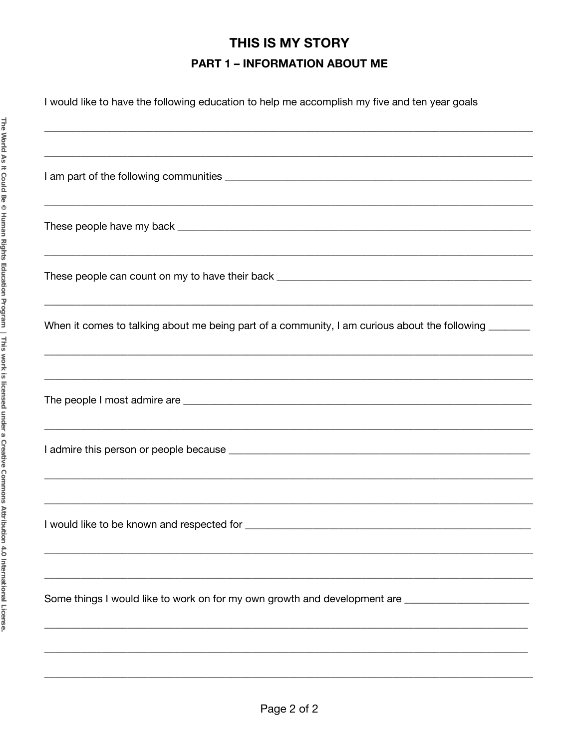# THIS IS MY STORY

## PART 1 – INFORMATION ABOUT ME

I would like to have the following education to help me accomplish my five and ten year goals

______________________________________________________________________________

______________________________________________________________________________

I am part of the following communities ___________________________________________

______________________________________________________________________________

These people have my back ___________________________________________________

______________________________________________________________________________

These people can count on my to have their back ____________________________________

______________________________________________________________________________

When it comes to talking about me being part of a community, I am curious about the following ________

______________________________________________________________________________

______________________________________________________________________________

The people I most admire are _________________________________________________

______________________________________________________________________________

I admire this person or people because __________________________________________

______________________________________________________________________________

______________________________________________________________________________

I would like to be known and respected for _______________________________________

______________________________________________________________________________

______________________________________________________________________________

Some things I would like to work on for my own growth and development are _________________

______________________________________________________________________________

______________________________________________________________________________

______________________________________________________________________________

The World As It Could Be © Human Rights Education Program | This work is licensed under a Creative Commons Attribution 4.0 International License.